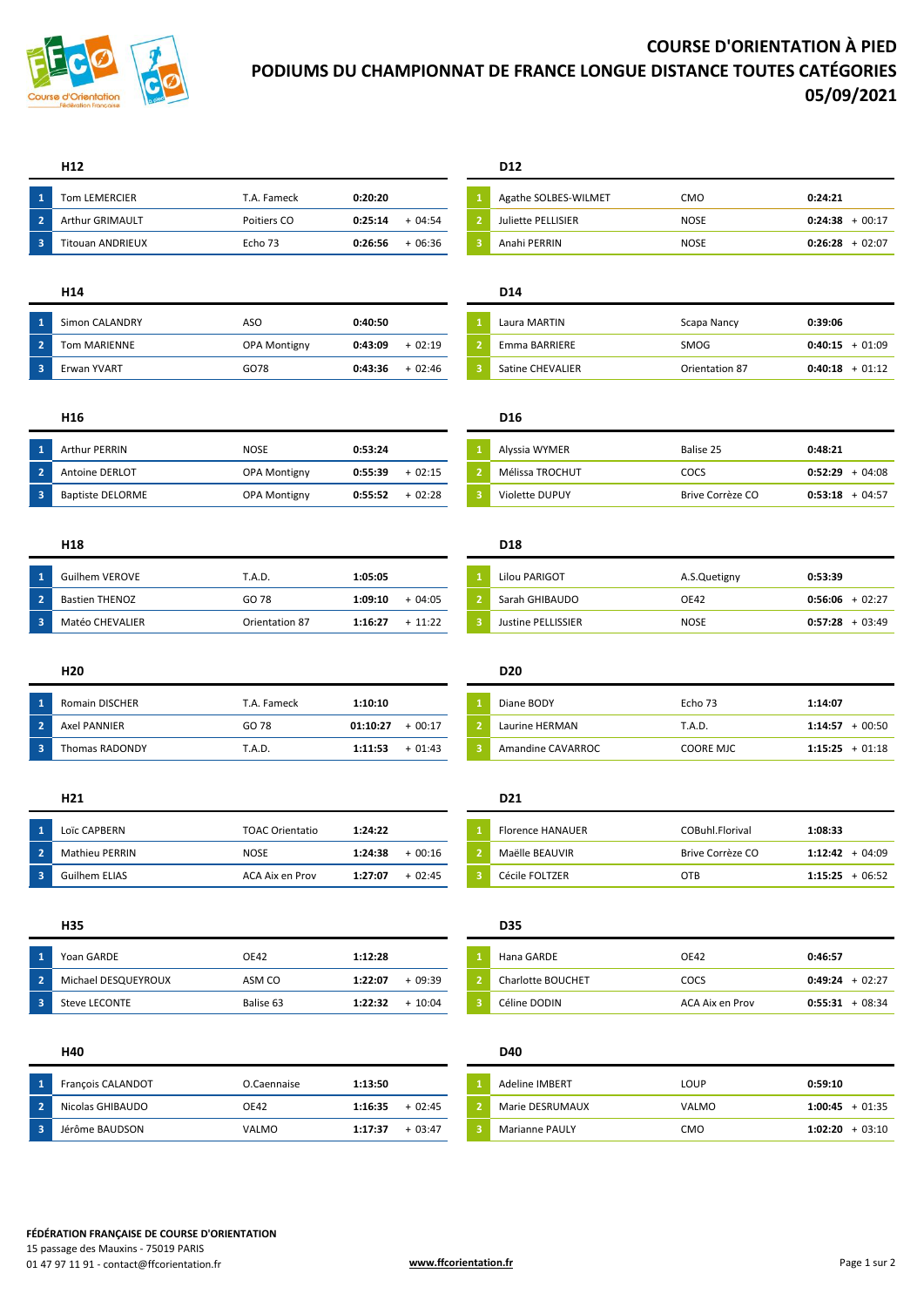# COURSE D'ORIENTATION À PIED

## PODIUMS DU CHAMPIONNAT DE FRANCE LONGUE DISTANCE TOUTES CATÉGORIES

## 05/09/2021

### H12

| | | | | |
|---|---|---|---|---|
| 1 | Tom LEMERCIER | T.A. Fameck | **0:20:20** | |
| 2 | Arthur GRIMAULT | Poitiers CO | **0:25:14** | + 04:54 |
| 3 | Titouan ANDRIEUX | Echo 73 | **0:26:56** | + 06:36 |

### D12

| | | | | |
|---|---|---|---|---|
| 1 | Agathe SOLBES-WILMET | CMO | **0:24:21** | |
| 2 | Juliette PELLISIER | NOSE | **0:24:38** | + 00:17 |
| 3 | Anahi PERRIN | NOSE | **0:26:28** | + 02:07 |

### H14

| | | | | |
|---|---|---|---|---|
| 1 | Simon CALANDRY | ASO | **0:40:50** | |
| 2 | Tom MARIENNE | OPA Montigny | **0:43:09** | + 02:19 |
| 3 | Erwan YVART | GO78 | **0:43:36** | + 02:46 |

### D14

| | | | | |
|---|---|---|---|---|
| 1 | Laura MARTIN | Scapa Nancy | **0:39:06** | |
| 2 | Emma BARRIERE | SMOG | **0:40:15** | + 01:09 |
| 3 | Satine CHEVALIER | Orientation 87 | **0:40:18** | + 01:12 |

### H16

| | | | | |
|---|---|---|---|---|
| 1 | Arthur PERRIN | NOSE | **0:53:24** | |
| 2 | Antoine DERLOT | OPA Montigny | **0:55:39** | + 02:15 |
| 3 | Baptiste DELORME | OPA Montigny | **0:55:52** | + 02:28 |

### D16

| | | | | |
|---|---|---|---|---|
| 1 | Alyssia WYMER | Balise 25 | **0:48:21** | |
| 2 | Mélissa TROCHUT | COCS | **0:52:29** | + 04:08 |
| 3 | Violette DUPUY | Brive Corrèze CO | **0:53:18** | + 04:57 |

### H18

| | | | | |
|---|---|---|---|---|
| 1 | Guilhem VEROVE | T.A.D. | **1:05:05** | |
| 2 | Bastien THENOZ | GO 78 | **1:09:10** | + 04:05 |
| 3 | Matéo CHEVALIER | Orientation 87 | **1:16:27** | + 11:22 |

### D18

| | | | | |
|---|---|---|---|---|
| 1 | Lilou PARIGOT | A.S.Quetigny | **0:53:39** | |
| 2 | Sarah GHIBAUDO | OE42 | **0:56:06** | + 02:27 |
| 3 | Justine PELLISSIER | NOSE | **0:57:28** | + 03:49 |

### H20

| | | | | |
|---|---|---|---|---|
| 1 | Romain DISCHER | T.A. Fameck | **1:10:10** | |
| 2 | Axel PANNIER | GO 78 | **01:10:27** | + 00:17 |
| 3 | Thomas RADONDY | T.A.D. | **1:11:53** | + 01:43 |

### D20

| | | | | |
|---|---|---|---|---|
| 1 | Diane BODY | Echo 73 | **1:14:07** | |
| 2 | Laurine HERMAN | T.A.D. | **1:14:57** | + 00:50 |
| 3 | Amandine CAVARROC | COORE MJC | **1:15:25** | + 01:18 |

### H21

| | | | | |
|---|---|---|---|---|
| 1 | Loïc CAPBERN | TOAC Orientatio | **1:24:22** | |
| 2 | Mathieu PERRIN | NOSE | **1:24:38** | + 00:16 |
| 3 | Guilhem ELIAS | ACA Aix en Prov | **1:27:07** | + 02:45 |

### D21

| | | | | |
|---|---|---|---|---|
| 1 | Florence HANAUER | COBuhl.Florival | **1:08:33** | |
| 2 | Maëlle BEAUVIR | Brive Corrèze CO | **1:12:42** | + 04:09 |
| 3 | Cécile FOLTZER | OTB | **1:15:25** | + 06:52 |

### H35

| | | | | |
|---|---|---|---|---|
| 1 | Yoan GARDE | OE42 | **1:12:28** | |
| 2 | Michael DESQUEYROUX | ASM CO | **1:22:07** | + 09:39 |
| 3 | Steve LECONTE | Balise 63 | **1:22:32** | + 10:04 |

### D35

| | | | | |
|---|---|---|---|---|
| 1 | Hana GARDE | OE42 | **0:46:57** | |
| 2 | Charlotte BOUCHET | COCS | **0:49:24** | + 02:27 |
| 3 | Céline DODIN | ACA Aix en Prov | **0:55:31** | + 08:34 |

### H40

| | | | | |
|---|---|---|---|---|
| 1 | François CALANDOT | O.Caennaise | **1:13:50** | |
| 2 | Nicolas GHIBAUDO | OE42 | **1:16:35** | + 02:45 |
| 3 | Jérôme BAUDSON | VALMO | **1:17:37** | + 03:47 |

### D40

| | | | | |
|---|---|---|---|---|
| 1 | Adeline IMBERT | LOUP | **0:59:10** | |
| 2 | Marie DESRUMAUX | VALMO | **1:00:45** | + 01:35 |
| 3 | Marianne PAULY | CMO | **1:02:20** | + 03:10 |

**FÉDÉRATION FRANÇAISE DE COURSE D'ORIENTATION**
15 passage des Mauxins - 75019 PARIS
01 47 97 11 91 - contact@ffcorientation.fr

www.ffcorientation.fr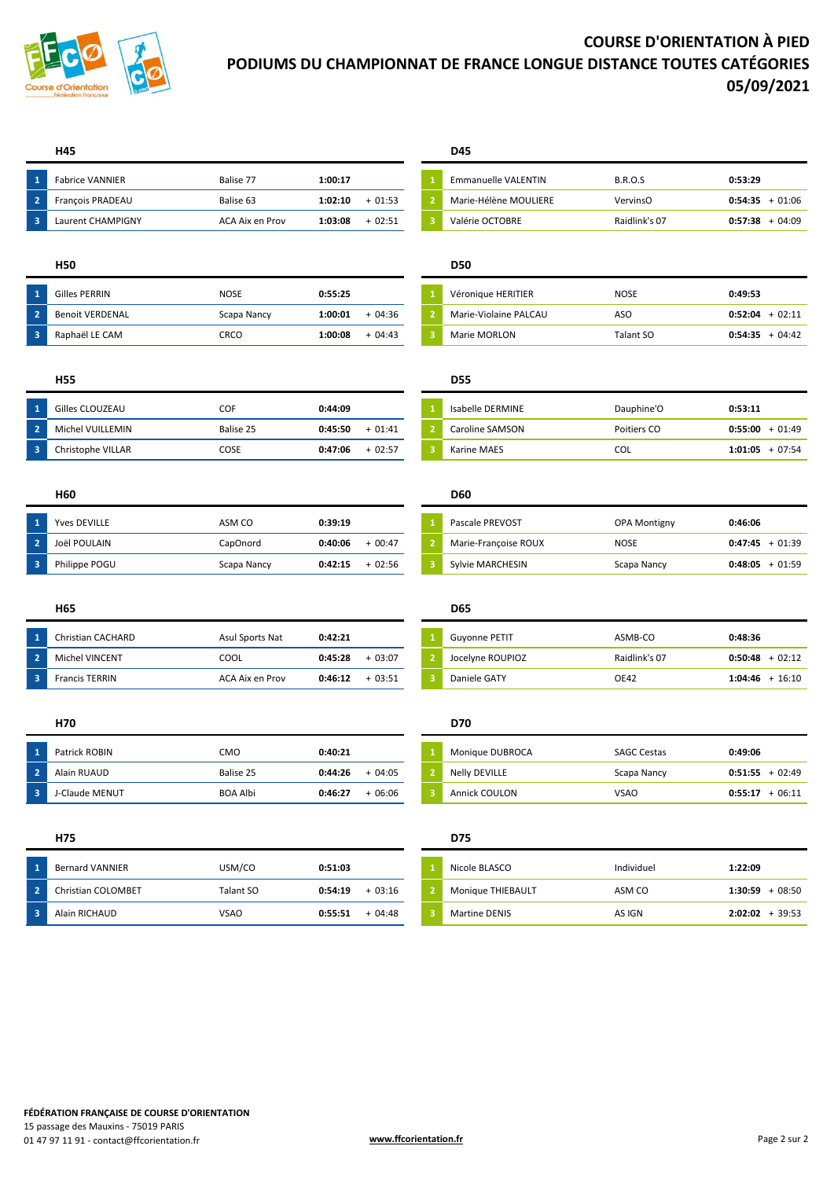# COURSE D'ORIENTATION À PIED
# PODIUMS DU CHAMPIONNAT DE FRANCE LONGUE DISTANCE TOUTES CATÉGORIES
# 05/09/2021

### H45

| | | | | |
|---|---|---|---|---|
| 1 | Fabrice VANNIER | Balise 77 | **1:00:17** | |
| 2 | François PRADEAU | Balise 63 | **1:02:10** | + 01:53 |
| 3 | Laurent CHAMPIGNY | ACA Aix en Prov | **1:03:08** | + 02:51 |

### D45

| | | | | |
|---|---|---|---|---|
| 1 | Emmanuelle VALENTIN | B.R.O.S | **0:53:29** | |
| 2 | Marie-Hélène MOULIERE | VervinsO | **0:54:35** | + 01:06 |
| 3 | Valérie OCTOBRE | Raidlink's 07 | **0:57:38** | + 04:09 |

### H50

| | | | | |
|---|---|---|---|---|
| 1 | Gilles PERRIN | NOSE | **0:55:25** | |
| 2 | Benoit VERDENAL | Scapa Nancy | **1:00:01** | + 04:36 |
| 3 | Raphaël LE CAM | CRCO | **1:00:08** | + 04:43 |

### D50

| | | | | |
|---|---|---|---|---|
| 1 | Véronique HERITIER | NOSE | **0:49:53** | |
| 2 | Marie-Violaine PALCAU | ASO | **0:52:04** | + 02:11 |
| 3 | Marie MORLON | Talant SO | **0:54:35** | + 04:42 |

### H55

| | | | | |
|---|---|---|---|---|
| 1 | Gilles CLOUZEAU | COF | **0:44:09** | |
| 2 | Michel VUILLEMIN | Balise 25 | **0:45:50** | + 01:41 |
| 3 | Christophe VILLAR | COSE | **0:47:06** | + 02:57 |

### D55

| | | | | |
|---|---|---|---|---|
| 1 | Isabelle DERMINE | Dauphine'O | **0:53:11** | |
| 2 | Caroline SAMSON | Poitiers CO | **0:55:00** | + 01:49 |
| 3 | Karine MAES | COL | **1:01:05** | + 07:54 |

### H60

| | | | | |
|---|---|---|---|---|
| 1 | Yves DEVILLE | ASM CO | **0:39:19** | |
| 2 | Joël POULAIN | CapOnord | **0:40:06** | + 00:47 |
| 3 | Philippe POGU | Scapa Nancy | **0:42:15** | + 02:56 |

### D60

| | | | | |
|---|---|---|---|---|
| 1 | Pascale PREVOST | OPA Montigny | **0:46:06** | |
| 2 | Marie-Françoise ROUX | NOSE | **0:47:45** | + 01:39 |
| 3 | Sylvie MARCHESIN | Scapa Nancy | **0:48:05** | + 01:59 |

### H65

| | | | | |
|---|---|---|---|---|
| 1 | Christian CACHARD | Asul Sports Nat | **0:42:21** | |
| 2 | Michel VINCENT | COOL | **0:45:28** | + 03:07 |
| 3 | Francis TERRIN | ACA Aix en Prov | **0:46:12** | + 03:51 |

### D65

| | | | | |
|---|---|---|---|---|
| 1 | Guyonne PETIT | ASMB-CO | **0:48:36** | |
| 2 | Jocelyne ROUPIOZ | Raidlink's 07 | **0:50:48** | + 02:12 |
| 3 | Daniele GATY | OE42 | **1:04:46** | + 16:10 |

### H70

| | | | | |
|---|---|---|---|---|
| 1 | Patrick ROBIN | CMO | **0:40:21** | |
| 2 | Alain RUAUD | Balise 25 | **0:44:26** | + 04:05 |
| 3 | J-Claude MENUT | BOA Albi | **0:46:27** | + 06:06 |

### D70

| | | | | |
|---|---|---|---|---|
| 1 | Monique DUBROCA | SAGC Cestas | **0:49:06** | |
| 2 | Nelly DEVILLE | Scapa Nancy | **0:51:55** | + 02:49 |
| 3 | Annick COULON | VSAO | **0:55:17** | + 06:11 |

### H75

| | | | | |
|---|---|---|---|---|
| 1 | Bernard VANNIER | USM/CO | **0:51:03** | |
| 2 | Christian COLOMBET | Talant SO | **0:54:19** | + 03:16 |
| 3 | Alain RICHAUD | VSAO | **0:55:51** | + 04:48 |

### D75

| | | | | |
|---|---|---|---|---|
| 1 | Nicole BLASCO | Individuel | **1:22:09** | |
| 2 | Monique THIEBAULT | ASM CO | **1:30:59** | + 08:50 |
| 3 | Martine DENIS | AS IGN | **2:02:02** | + 39:53 |

**FÉDÉRATION FRANÇAISE DE COURSE D'ORIENTATION**
15 passage des Mauxins - 75019 PARIS
01 47 97 11 91 - contact@ffcorientation.fr

www.ffcorientation.fr